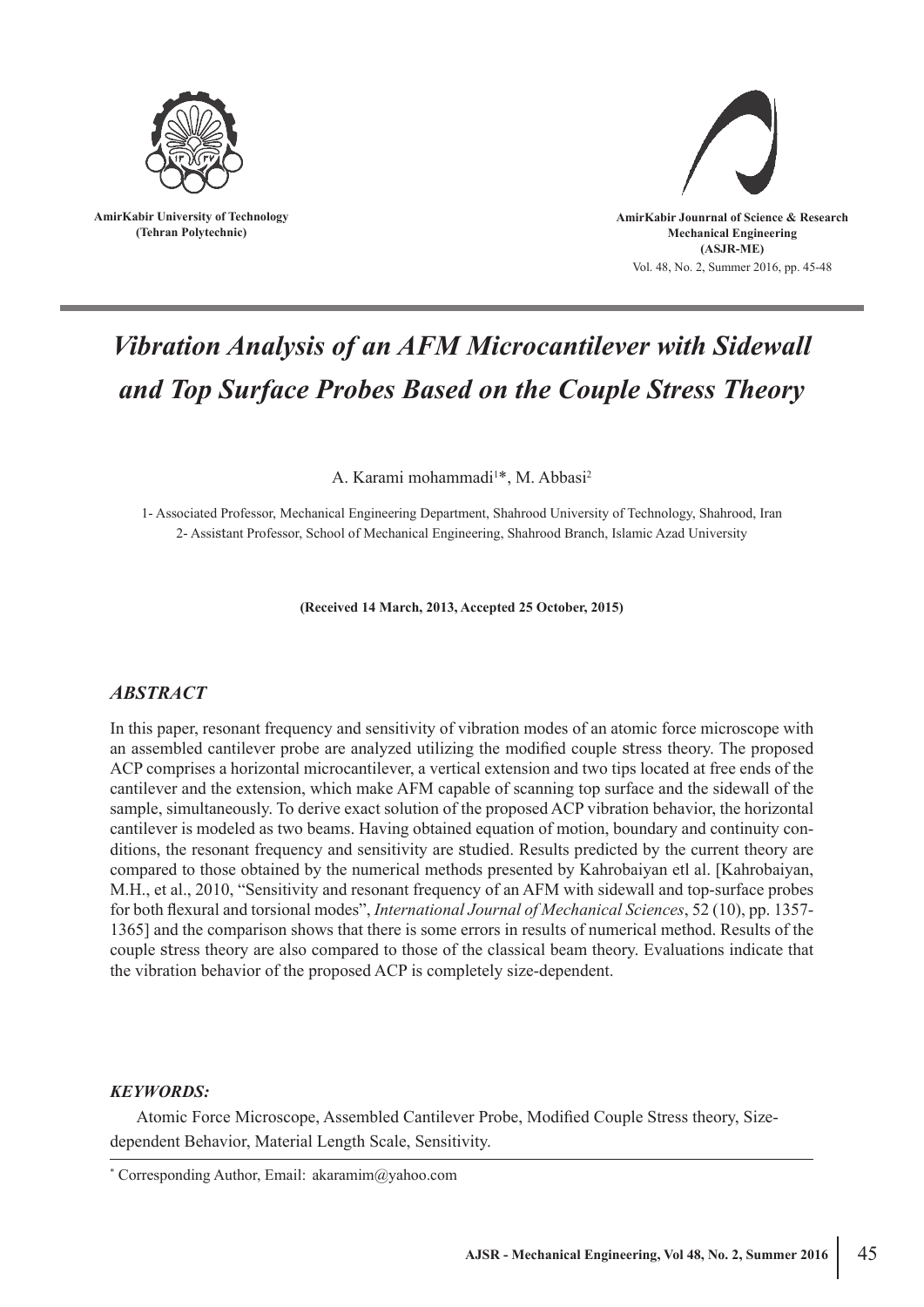AmirKabir University of Technology
(Tehran Polytechnic)

AmirKabir Jounrnal of Science & Research
Mechanical Engineering
(ASJR-ME)

# *Vibration Analysis of an AFM Microcantilever with Sidewall and Top Surface Probes Based on the Couple Stress Theory*

A. Karami mohammadi[1]*, M. Abbasi[2]

1- Associated Professor, Mechanical Engineering Department, Shahrood University of Technology, Shahrood, Iran
2- Assistant Professor, School of Mechanical Engineering, Shahrood Branch, Islamic Azad University

**(Received 14 March, 2013, Accepted 25 October, 2015)**

## *ABSTRACT*

In this paper, resonant frequency and sensitivity of vibration modes of an atomic force microscope with an assembled cantilever probe are analyzed utilizing the modified couple stress theory. The proposed ACP comprises a horizontal microcantilever, a vertical extension and two tips located at free ends of the cantilever and the extension, which make AFM capable of scanning top surface and the sidewall of the sample, simultaneously. To derive exact solution of the proposed ACP vibration behavior, the horizontal cantilever is modeled as two beams. Having obtained equation of motion, boundary and continuity conditions, the resonant frequency and sensitivity are studied. Results predicted by the current theory are compared to those obtained by the numerical methods presented by Kahrobaiyan etl al. [Kahrobaiyan, M.H., et al., 2010, "Sensitivity and resonant frequency of an AFM with sidewall and top-surface probes for both flexural and torsional modes", *International Journal of Mechanical Sciences*, 52 (10), pp. 1357-1365] and the comparison shows that there is some errors in results of numerical method. Results of the couple stress theory are also compared to those of the classical beam theory. Evaluations indicate that the vibration behavior of the proposed ACP is completely size-dependent.

### *KEYWORDS:*

Atomic Force Microscope, Assembled Cantilever Probe, Modified Couple Stress theory, Size-dependent Behavior, Material Length Scale, Sensitivity.

* Corresponding Author, Email: akaramim@yahoo.com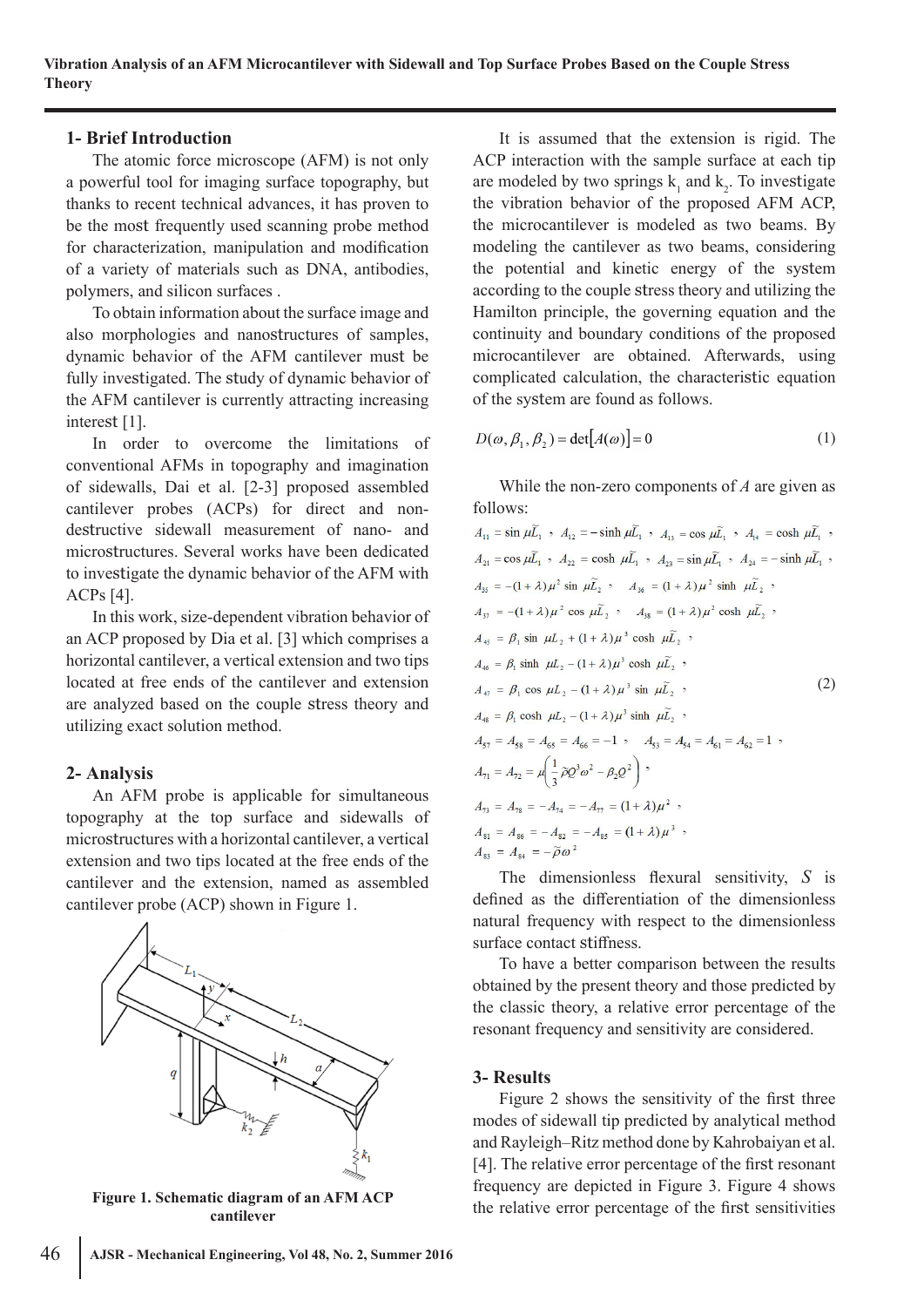## 1- Brief Introduction

The atomic force microscope (AFM) is not only a powerful tool for imaging surface topography, but thanks to recent technical advances, it has proven to be the most frequently used scanning probe method for characterization, manipulation and modification of a variety of materials such as DNA, antibodies, polymers, and silicon surfaces .

To obtain information about the surface image and also morphologies and nanostructures of samples, dynamic behavior of the AFM cantilever must be fully investigated. The study of dynamic behavior of the AFM cantilever is currently attracting increasing interest [1].

In order to overcome the limitations of conventional AFMs in topography and imagination of sidewalls, Dai et al. [2-3] proposed assembled cantilever probes (ACPs) for direct and non-destructive sidewall measurement of nano- and microstructures. Several works have been dedicated to investigate the dynamic behavior of the AFM with ACPs [4].

In this work, size-dependent vibration behavior of an ACP proposed by Dia et al. [3] which comprises a horizontal cantilever, a vertical extension and two tips located at free ends of the cantilever and extension are analyzed based on the couple stress theory and utilizing exact solution method.

## 2- Analysis

An AFM probe is applicable for simultaneous topography at the top surface and sidewalls of microstructures with a horizontal cantilever, a vertical extension and two tips located at the free ends of the cantilever and the extension, named as assembled cantilever probe (ACP) shown in Figure 1.

**Figure 1. Schematic diagram of an AFM ACP cantilever**

It is assumed that the extension is rigid. The ACP interaction with the sample surface at each tip are modeled by two springs $k_1$ and $k_2$. To investigate the vibration behavior of the proposed AFM ACP, the microcantilever is modeled as two beams. By modeling the cantilever as two beams, considering the potential and kinetic energy of the system according to the couple stress theory and utilizing the Hamilton principle, the governing equation and the continuity and boundary conditions of the proposed microcantilever are obtained. Afterwards, using complicated calculation, the characteristic equation of the system are found as follows.

$$D(\omega, \beta_1, \beta_2) = \det[A(\omega)] = 0 \tag{1}$$

While the non-zero components of $A$ are given as follows:

$$
\begin{aligned}
&A_{11} = \sin\mu\tilde{L}_1,\quad A_{12} = -\sinh\mu\tilde{L}_1,\quad A_{13} = \cos\mu\tilde{L}_1,\quad A_{14} = \cosh\mu\tilde{L}_1,\\
&A_{21} = \cos\mu\tilde{L}_1,\quad A_{22} = \cosh\mu\tilde{L}_1,\quad A_{23} = \sin\mu\tilde{L}_1,\quad A_{24} = -\sinh\mu\tilde{L}_1,\\
&A_{35} = -(1+\lambda)\mu^2\sin\mu\tilde{L}_2,\quad A_{36} = (1+\lambda)\mu^2\sinh\mu\tilde{L}_2,\\
&A_{37} = -(1+\lambda)\mu^2\cos\mu\tilde{L}_2,\quad A_{38} = (1+\lambda)\mu^2\cosh\mu\tilde{L}_2,\\
&A_{45} = \beta_1\sin\mu L_2 + (1+\lambda)\mu^3\cosh\mu\tilde{L}_2,\\
&A_{46} = \beta_1\sinh\mu L_2 - (1+\lambda)\mu^3\cosh\mu\tilde{L}_2,\\
&A_{47} = \beta_1\cos\mu L_2 - (1+\lambda)\mu^3\sin\mu\tilde{L}_2,\\
&A_{48} = \beta_1\cosh\mu L_2 - (1+\lambda)\mu^3\sinh\mu\tilde{L}_2,\\
&A_{57} = A_{58} = A_{65} = A_{66} = -1,\quad A_{53} = A_{54} = A_{61} = A_{62} = 1,\\
&A_{71} = A_{72} = \mu\left(\frac{1}{3}\tilde{\rho}Q^3\omega^2 - \beta_2 Q^2\right),\\
&A_{73} = A_{78} = -A_{74} = -A_{77} = (1+\lambda)\mu^2,\\
&A_{81} = A_{86} = -A_{82} = -A_{85} = (1+\lambda)\mu^3,\\
&A_{83} = A_{84} = -\tilde{\rho}\omega^2
\end{aligned}
\tag{2}
$$

The dimensionless flexural sensitivity, $S$ is defined as the differentiation of the dimensionless natural frequency with respect to the dimensionless surface contact stiffness.

To have a better comparison between the results obtained by the present theory and those predicted by the classic theory, a relative error percentage of the resonant frequency and sensitivity are considered.

## 3- Results

Figure 2 shows the sensitivity of the first three modes of sidewall tip predicted by analytical method and Rayleigh–Ritz method done by Kahrobaiyan et al. [4]. The relative error percentage of the first resonant frequency are depicted in Figure 3. Figure 4 shows the relative error percentage of the first sensitivities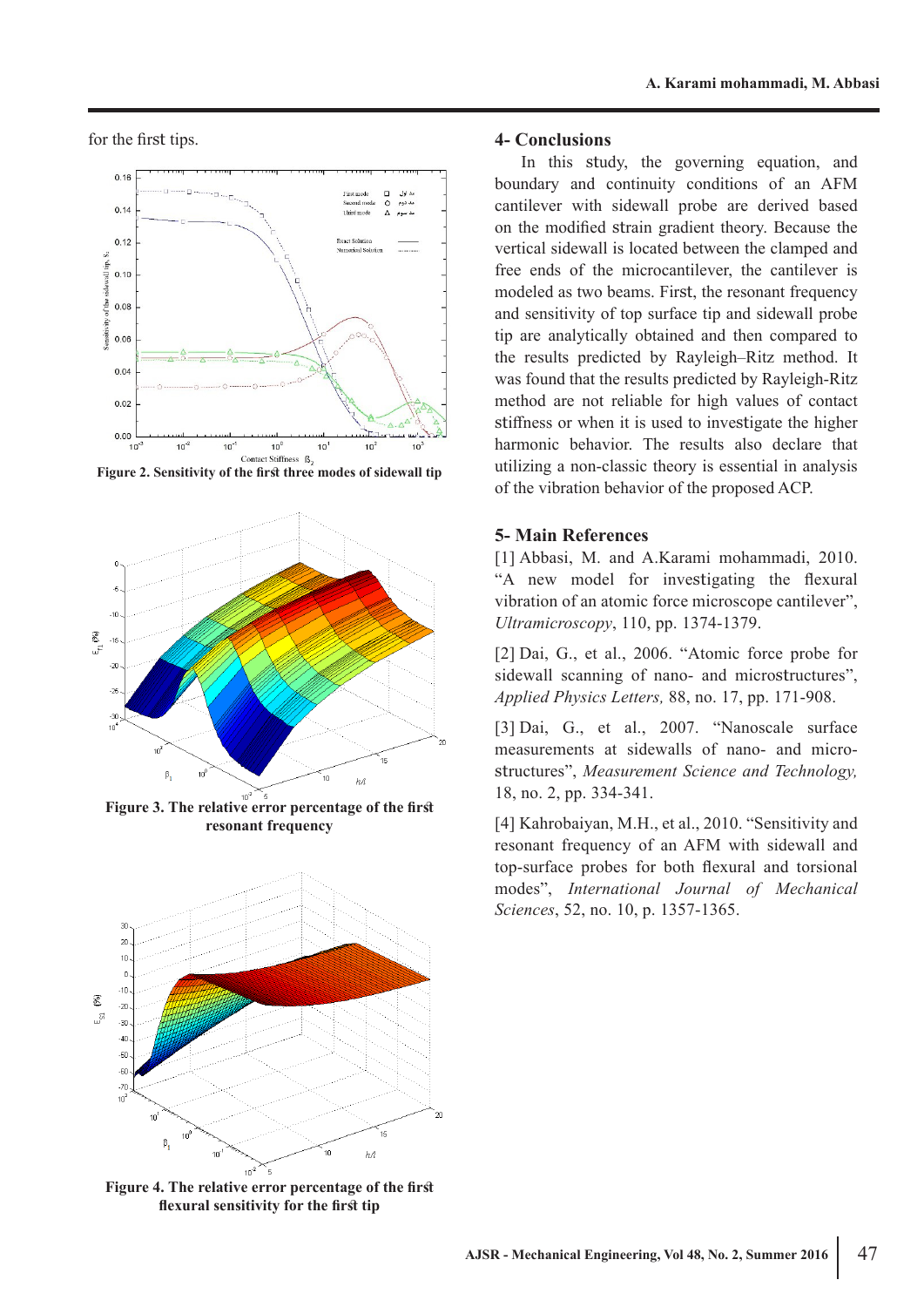for the first tips.

0.16
0.14
0.12
0.10
0.08
0.06
0.04
0.02
0.00

$10^{-3}$ $10^{-2}$ $10^{-1}$ $10^{0}$ $10^{1}$ $10^{2}$ $10^{3}$

Sensitivity of the sidewall tip, $S_2$

Contact Stiffness $\beta_2$

First mode
Second mode
Third mode

Exact Solution
Numerical Solution

**Figure 2. Sensitivity of the first three modes of sidewall tip**

0
-5
-10
-15
-20
-25
-30

$E_{f1}$ (%)

$10^{4}$ $10^{2}$ $10^{0}$ $10^{-2}$

$\beta_1$

5 10 15 20

$h/l$

**Figure 3. The relative error percentage of the first resonant frequency**

30
20
10
0
-10
-20
-30
-40
-50
-60
-70

$E_{S1}$ (%)

$10^{2}$ $10^{1}$ $10^{0}$ $10^{-1}$ $10^{-2}$

$\beta_1$

5 10 15 20

$h/l$

**Figure 4. The relative error percentage of the first flexural sensitivity for the first tip**

## 4- Conclusions

In this study, the governing equation, and boundary and continuity conditions of an AFM cantilever with sidewall probe are derived based on the modified strain gradient theory. Because the vertical sidewall is located between the clamped and free ends of the microcantilever, the cantilever is modeled as two beams. First, the resonant frequency and sensitivity of top surface tip and sidewall probe tip are analytically obtained and then compared to the results predicted by Rayleigh–Ritz method. It was found that the results predicted by Rayleigh-Ritz method are not reliable for high values of contact stiffness or when it is used to investigate the higher harmonic behavior. The results also declare that utilizing a non-classic theory is essential in analysis of the vibration behavior of the proposed ACP.

## 5- Main References

[1] Abbasi, M. and A.Karami mohammadi, 2010. “A new model for investigating the flexural vibration of an atomic force microscope cantilever”, *Ultramicroscopy*, 110, pp. 1374-1379.

[2] Dai, G., et al., 2006. “Atomic force probe for sidewall scanning of nano- and microstructures”, *Applied Physics Letters,* 88, no. 17, pp. 171-908.

[3] Dai, G., et al., 2007. “Nanoscale surface measurements at sidewalls of nano- and micro-structures”, *Measurement Science and Technology,* 18, no. 2, pp. 334-341.

[4] Kahrobaiyan, M.H., et al., 2010. “Sensitivity and resonant frequency of an AFM with sidewall and top-surface probes for both flexural and torsional modes”, *International Journal of Mechanical Sciences*, 52, no. 10, p. 1357-1365.